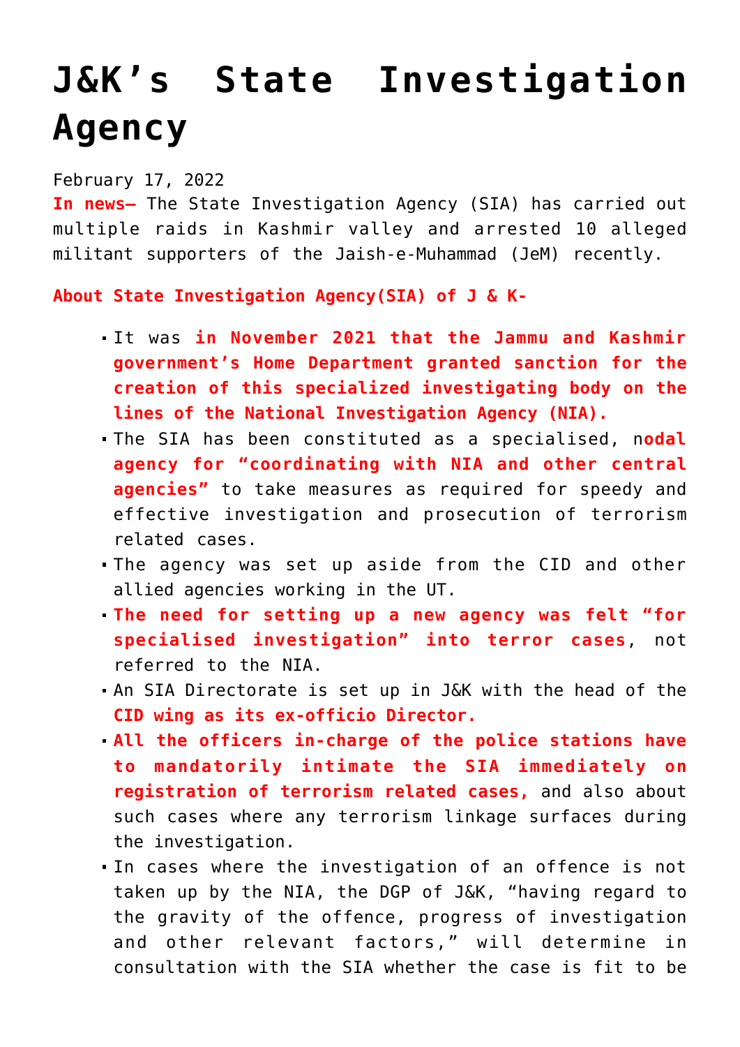# J&K's State Investigation Agency

February 17, 2022

**In news–** The State Investigation Agency (SIA) has carried out multiple raids in Kashmir valley and arrested 10 alleged militant supporters of the Jaish-e-Muhammad (JeM) recently.

**About State Investigation Agency(SIA) of J & K-**

- It was **in November 2021 that the Jammu and Kashmir government's Home Department granted sanction for the creation of this specialized investigating body on the lines of the National Investigation Agency (NIA).**
- The SIA has been constituted as a specialised, n**odal agency for "coordinating with NIA and other central agencies"** to take measures as required for speedy and effective investigation and prosecution of terrorism related cases.
- The agency was set up aside from the CID and other allied agencies working in the UT.
- **The need for setting up a new agency was felt "for specialised investigation" into terror cases**, not referred to the NIA.
- An SIA Directorate is set up in J&K with the head of the **CID wing as its ex-officio Director.**
- **All the officers in-charge of the police stations have to mandatorily intimate the SIA immediately on registration of terrorism related cases,** and also about such cases where any terrorism linkage surfaces during the investigation.
- In cases where the investigation of an offence is not taken up by the NIA, the DGP of J&K, "having regard to the gravity of the offence, progress of investigation and other relevant factors," will determine in consultation with the SIA whether the case is fit to be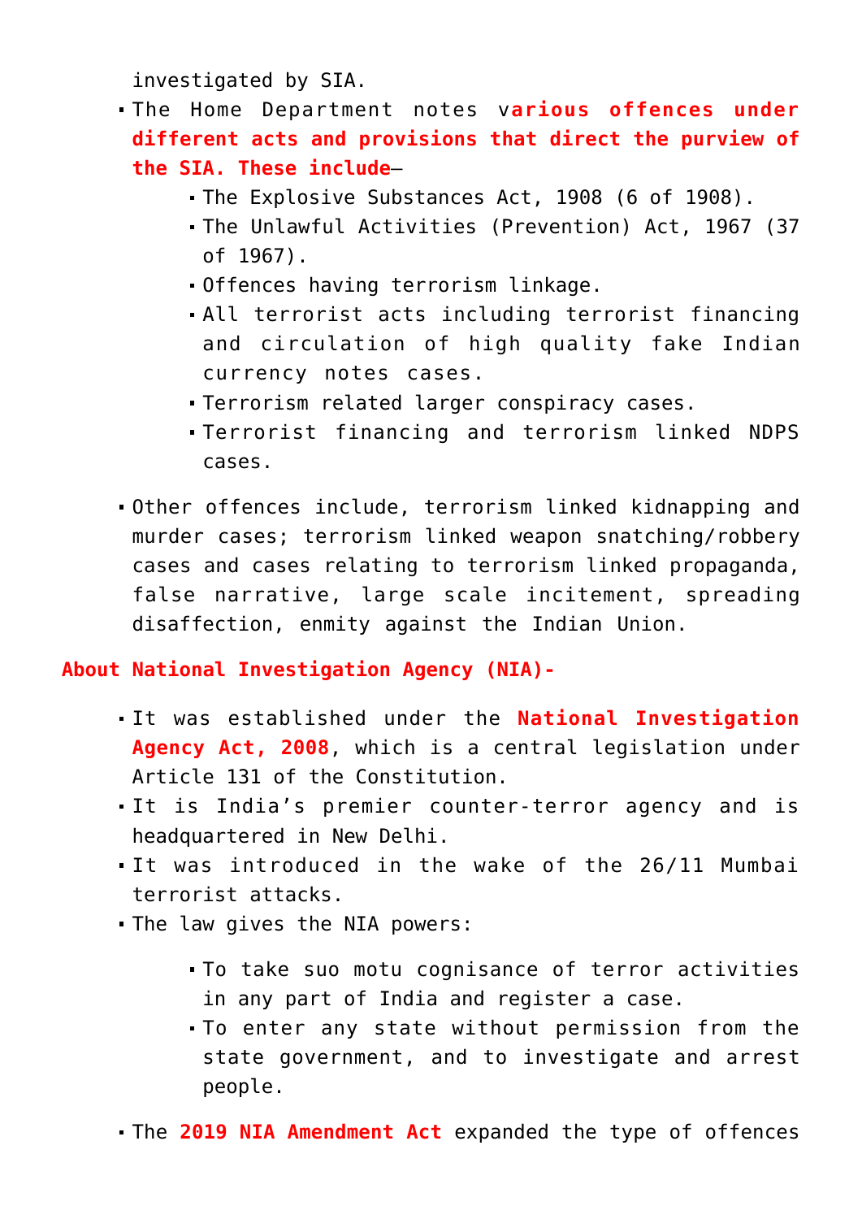investigated by SIA.

- The Home Department notes v**arious offences under different acts and provisions that direct the purview of the SIA. These include**–
  - The Explosive Substances Act, 1908 (6 of 1908).
  - The Unlawful Activities (Prevention) Act, 1967 (37 of 1967).
  - Offences having terrorism linkage.
  - All terrorist acts including terrorist financing and circulation of high quality fake Indian currency notes cases.
  - Terrorism related larger conspiracy cases.
  - Terrorist financing and terrorism linked NDPS cases.
- Other offences include, terrorism linked kidnapping and murder cases; terrorism linked weapon snatching/robbery cases and cases relating to terrorism linked propaganda, false narrative, large scale incitement, spreading disaffection, enmity against the Indian Union.

**About National Investigation Agency (NIA)-**

- It was established under the **National Investigation Agency Act, 2008**, which is a central legislation under Article 131 of the Constitution.
- It is India's premier counter-terror agency and is headquartered in New Delhi.
- It was introduced in the wake of the 26/11 Mumbai terrorist attacks.
- The law gives the NIA powers:
  - To take suo motu cognisance of terror activities in any part of India and register a case.
  - To enter any state without permission from the state government, and to investigate and arrest people.
- The **2019 NIA Amendment Act** expanded the type of offences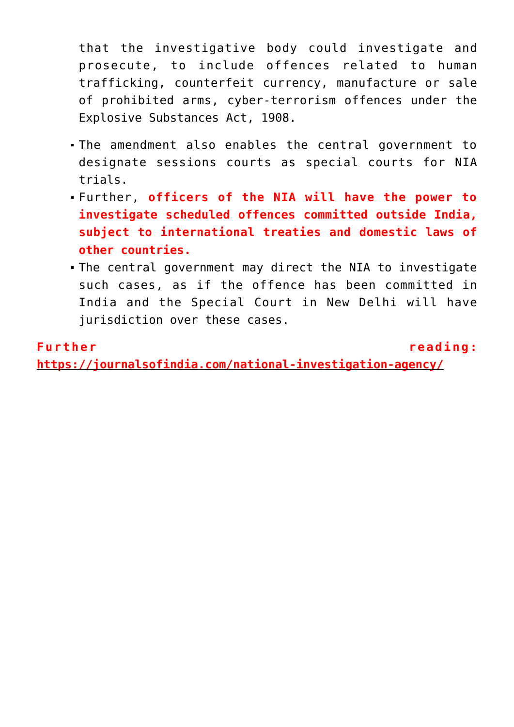that the investigative body could investigate and prosecute, to include offences related to human trafficking, counterfeit currency, manufacture or sale of prohibited arms, cyber-terrorism offences under the Explosive Substances Act, 1908.

- The amendment also enables the central government to designate sessions courts as special courts for NIA trials.
- Further, **officers of the NIA will have the power to investigate scheduled offences committed outside India, subject to international treaties and domestic laws of other countries.**
- The central government may direct the NIA to investigate such cases, as if the offence has been committed in India and the Special Court in New Delhi will have jurisdiction over these cases.

**Further reading:** **https://journalsofindia.com/national-investigation-agency/**